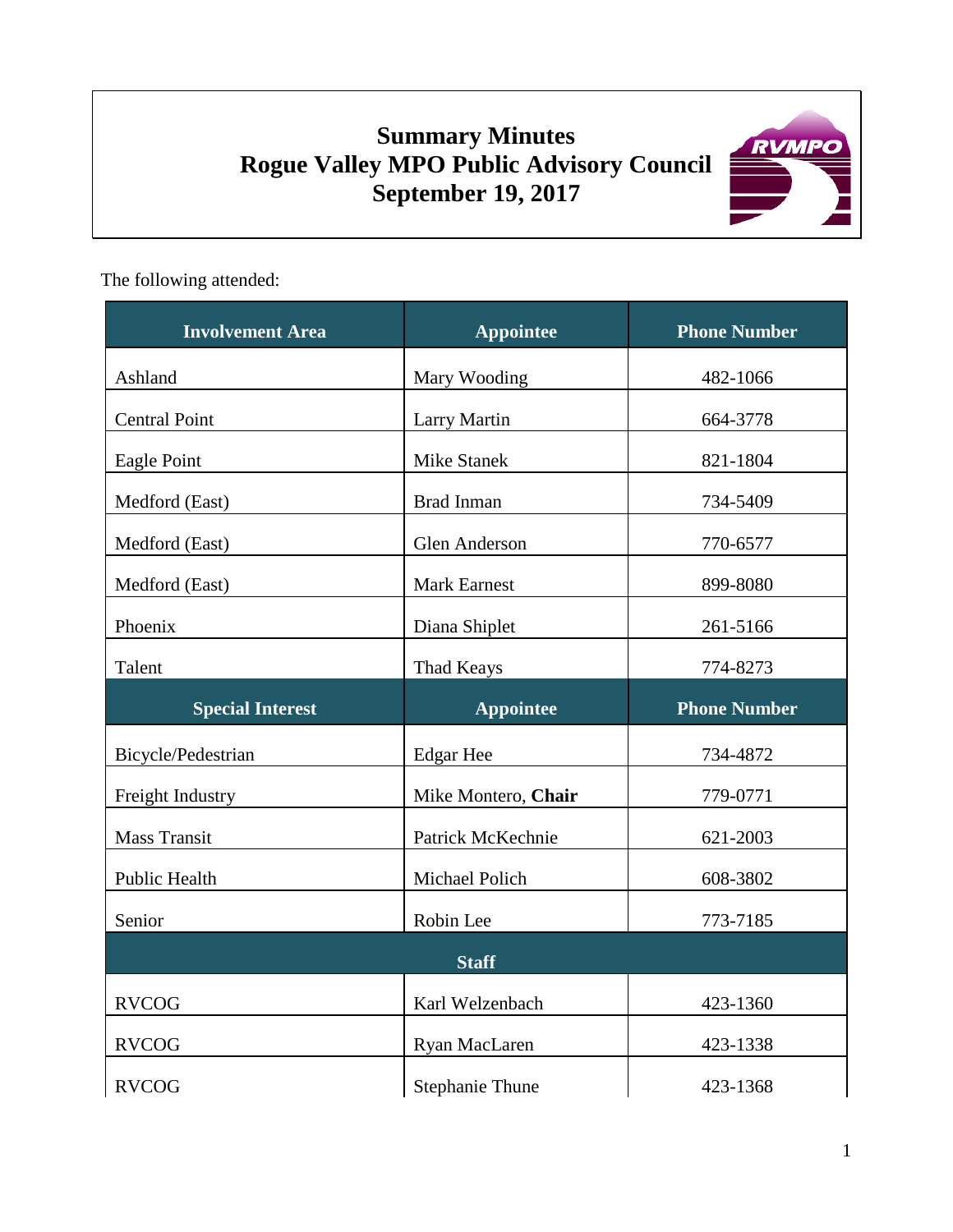# Summary Minutes
# Rogue Valley MPO Public Advisory Council
# September 19, 2017

The following attended:

| Involvement Area | Appointee | Phone Number |
|---|---|---|
| Ashland | Mary Wooding | 482-1066 |
| Central Point | Larry Martin | 664-3778 |
| Eagle Point | Mike Stanek | 821-1804 |
| Medford (East) | Brad Inman | 734-5409 |
| Medford (East) | Glen Anderson | 770-6577 |
| Medford (East) | Mark Earnest | 899-8080 |
| Phoenix | Diana Shiplet | 261-5166 |
| Talent | Thad Keays | 774-8273 |
| **Special Interest** | **Appointee** | **Phone Number** |
| Bicycle/Pedestrian | Edgar Hee | 734-4872 |
| Freight Industry | Mike Montero, **Chair** | 779-0771 |
| Mass Transit | Patrick McKechnie | 621-2003 |
| Public Health | Michael Polich | 608-3802 |
| Senior | Robin Lee | 773-7185 |
| **Staff** | | |
| RVCOG | Karl Welzenbach | 423-1360 |
| RVCOG | Ryan MacLaren | 423-1338 |
| RVCOG | Stephanie Thune | 423-1368 |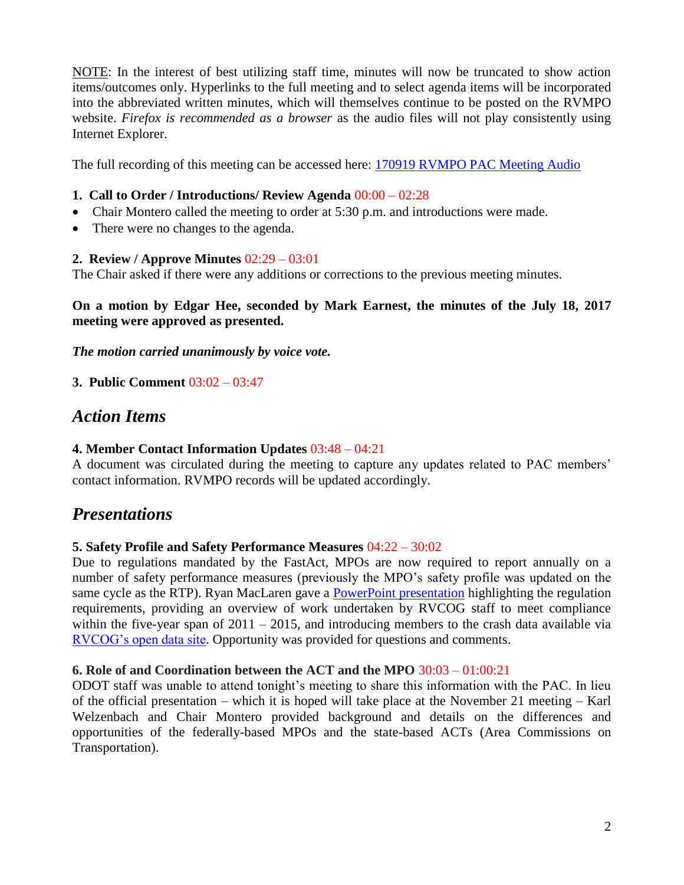NOTE: In the interest of best utilizing staff time, minutes will now be truncated to show action items/outcomes only. Hyperlinks to the full meeting and to select agenda items will be incorporated into the abbreviated written minutes, which will themselves continue to be posted on the RVMPO website. *Firefox is recommended as a browser* as the audio files will not play consistently using Internet Explorer.

The full recording of this meeting can be accessed here: [170919 RVMPO PAC Meeting Audio]

**1. Call to Order / Introductions/ Review Agenda** 00:00 – 02:28

- Chair Montero called the meeting to order at 5:30 p.m. and introductions were made.
- There were no changes to the agenda.

**2. Review / Approve Minutes** 02:29 – 03:01

The Chair asked if there were any additions or corrections to the previous meeting minutes.

**On a motion by Edgar Hee, seconded by Mark Earnest, the minutes of the July 18, 2017 meeting were approved as presented.**

***The motion carried unanimously by voice vote.***

**3. Public Comment** 03:02 – 03:47

## *Action Items*

**4. Member Contact Information Updates** 03:48 – 04:21

A document was circulated during the meeting to capture any updates related to PAC members' contact information. RVMPO records will be updated accordingly.

## *Presentations*

**5. Safety Profile and Safety Performance Measures** 04:22 – 30:02

Due to regulations mandated by the FastAct, MPOs are now required to report annually on a number of safety performance measures (previously the MPO's safety profile was updated on the same cycle as the RTP). Ryan MacLaren gave a [PowerPoint presentation] highlighting the regulation requirements, providing an overview of work undertaken by RVCOG staff to meet compliance within the five-year span of 2011 – 2015, and introducing members to the crash data available via [RVCOG's open data site]. Opportunity was provided for questions and comments.

**6. Role of and Coordination between the ACT and the MPO** 30:03 – 01:00:21

ODOT staff was unable to attend tonight's meeting to share this information with the PAC. In lieu of the official presentation – which it is hoped will take place at the November 21 meeting – Karl Welzenbach and Chair Montero provided background and details on the differences and opportunities of the federally-based MPOs and the state-based ACTs (Area Commissions on Transportation).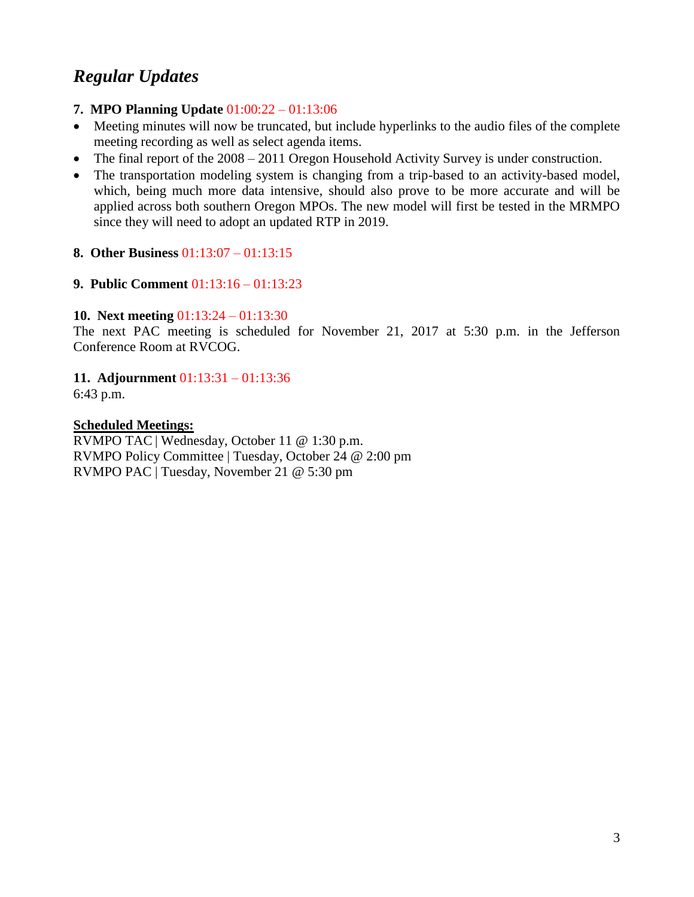## *Regular Updates*

**7. MPO Planning Update** 01:00:22 – 01:13:06

- Meeting minutes will now be truncated, but include hyperlinks to the audio files of the complete meeting recording as well as select agenda items.
- The final report of the 2008 – 2011 Oregon Household Activity Survey is under construction.
- The transportation modeling system is changing from a trip-based to an activity-based model, which, being much more data intensive, should also prove to be more accurate and will be applied across both southern Oregon MPOs. The new model will first be tested in the MRMPO since they will need to adopt an updated RTP in 2019.

**8. Other Business** 01:13:07 – 01:13:15

**9. Public Comment** 01:13:16 – 01:13:23

**10. Next meeting** 01:13:24 – 01:13:30

The next PAC meeting is scheduled for November 21, 2017 at 5:30 p.m. in the Jefferson Conference Room at RVCOG.

**11. Adjournment** 01:13:31 – 01:13:36

6:43 p.m.

**Scheduled Meetings:**

RVMPO TAC | Wednesday, October 11 @ 1:30 p.m.
RVMPO Policy Committee | Tuesday, October 24 @ 2:00 pm
RVMPO PAC | Tuesday, November 21 @ 5:30 pm